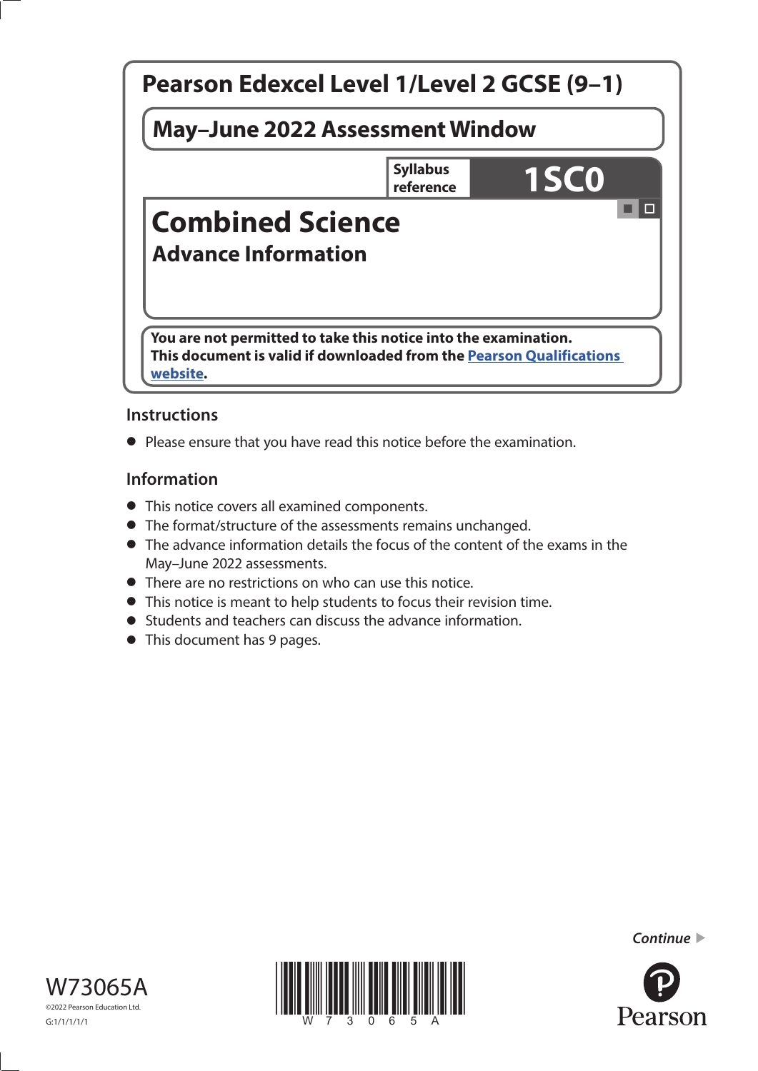# Pearson Edexcel Level 1/Level 2 GCSE (9–1)

**May–June 2022 Assessment Window**

**Syllabus reference** **1SC0**

# Combined Science

## Advance Information

**You are not permitted to take this notice into the examination.**
**This document is valid if downloaded from the Pearson Qualifications website.**

### Instructions

- Please ensure that you have read this notice before the examination.

### Information

- This notice covers all examined components.
- The format/structure of the assessments remains unchanged.
- The advance information details the focus of the content of the exams in the May–June 2022 assessments.
- There are no restrictions on who can use this notice.
- This notice is meant to help students to focus their revision time.
- Students and teachers can discuss the advance information.
- This document has 9 pages.

*Continue* ▶

W73065A

©2022 Pearson Education Ltd.

G:1/1/1/1/1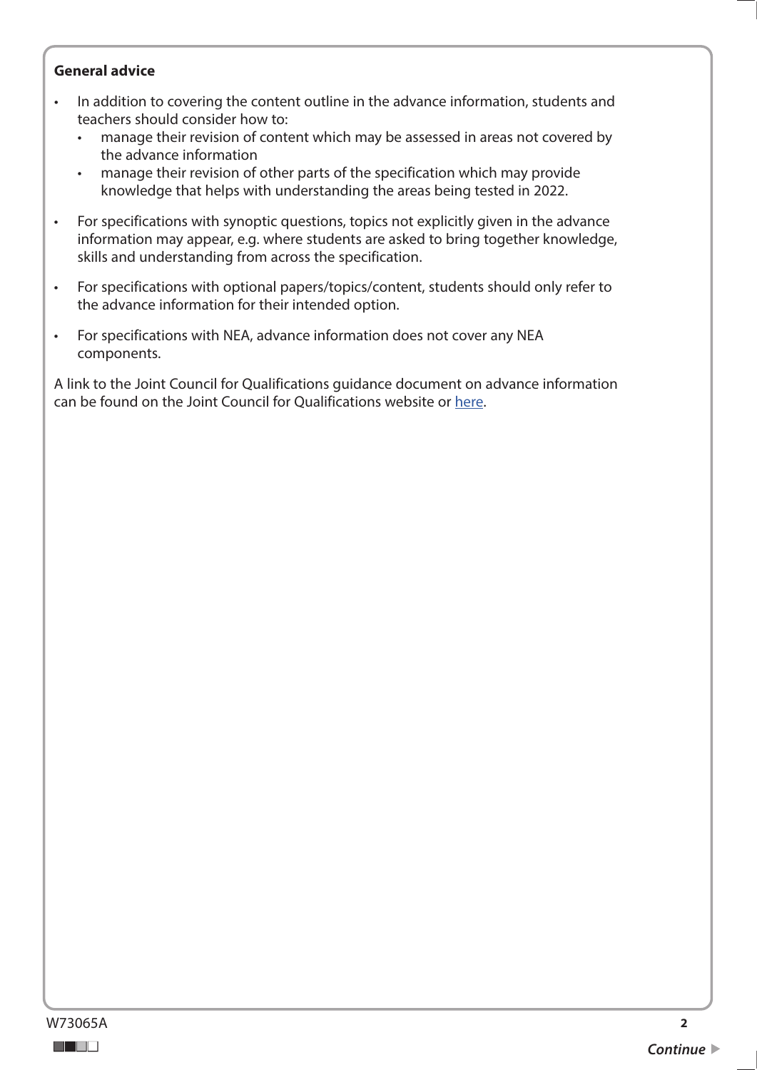**General advice**

- In addition to covering the content outline in the advance information, students and teachers should consider how to:
  - manage their revision of content which may be assessed in areas not covered by the advance information
  - manage their revision of other parts of the specification which may provide knowledge that helps with understanding the areas being tested in 2022.
- For specifications with synoptic questions, topics not explicitly given in the advance information may appear, e.g. where students are asked to bring together knowledge, skills and understanding from across the specification.
- For specifications with optional papers/topics/content, students should only refer to the advance information for their intended option.
- For specifications with NEA, advance information does not cover any NEA components.

A link to the Joint Council for Qualifications guidance document on advance information can be found on the Joint Council for Qualifications website or here.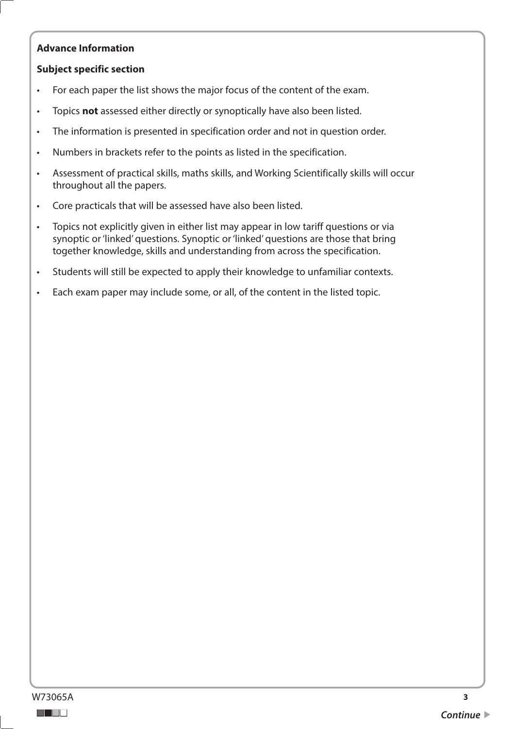**Advance Information**

**Subject specific section**

- For each paper the list shows the major focus of the content of the exam.
- Topics **not** assessed either directly or synoptically have also been listed.
- The information is presented in specification order and not in question order.
- Numbers in brackets refer to the points as listed in the specification.
- Assessment of practical skills, maths skills, and Working Scientifically skills will occur throughout all the papers.
- Core practicals that will be assessed have also been listed.
- Topics not explicitly given in either list may appear in low tariff questions or via synoptic or 'linked' questions. Synoptic or 'linked' questions are those that bring together knowledge, skills and understanding from across the specification.
- Students will still be expected to apply their knowledge to unfamiliar contexts.
- Each exam paper may include some, or all, of the content in the listed topic.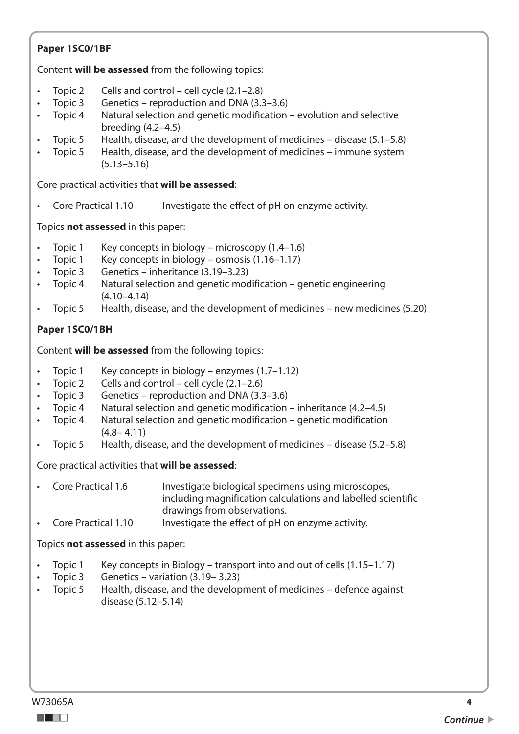**Paper 1SC0/1BF**

Content **will be assessed** from the following topics:

- Topic 2 Cells and control – cell cycle (2.1–2.8)
- Topic 3 Genetics – reproduction and DNA (3.3–3.6)
- Topic 4 Natural selection and genetic modification – evolution and selective breeding (4.2–4.5)
- Topic 5 Health, disease, and the development of medicines – disease (5.1–5.8)
- Topic 5 Health, disease, and the development of medicines – immune system (5.13–5.16)

Core practical activities that **will be assessed**:

- Core Practical 1.10 Investigate the effect of pH on enzyme activity.

Topics **not assessed** in this paper:

- Topic 1 Key concepts in biology – microscopy (1.4–1.6)
- Topic 1 Key concepts in biology – osmosis (1.16–1.17)
- Topic 3 Genetics – inheritance (3.19–3.23)
- Topic 4 Natural selection and genetic modification – genetic engineering (4.10–4.14)
- Topic 5 Health, disease, and the development of medicines – new medicines (5.20)

**Paper 1SC0/1BH**

Content **will be assessed** from the following topics:

- Topic 1 Key concepts in biology – enzymes (1.7–1.12)
- Topic 2 Cells and control – cell cycle (2.1–2.6)
- Topic 3 Genetics – reproduction and DNA (3.3–3.6)
- Topic 4 Natural selection and genetic modification – inheritance (4.2–4.5)
- Topic 4 Natural selection and genetic modification – genetic modification (4.8– 4.11)
- Topic 5 Health, disease, and the development of medicines – disease (5.2–5.8)

Core practical activities that **will be assessed**:

- Core Practical 1.6 Investigate biological specimens using microscopes, including magnification calculations and labelled scientific drawings from observations.
- Core Practical 1.10 Investigate the effect of pH on enzyme activity.

Topics **not assessed** in this paper:

- Topic 1 Key concepts in Biology – transport into and out of cells (1.15–1.17)
- Topic 3 Genetics – variation (3.19– 3.23)
- Topic 5 Health, disease, and the development of medicines – defence against disease (5.12–5.14)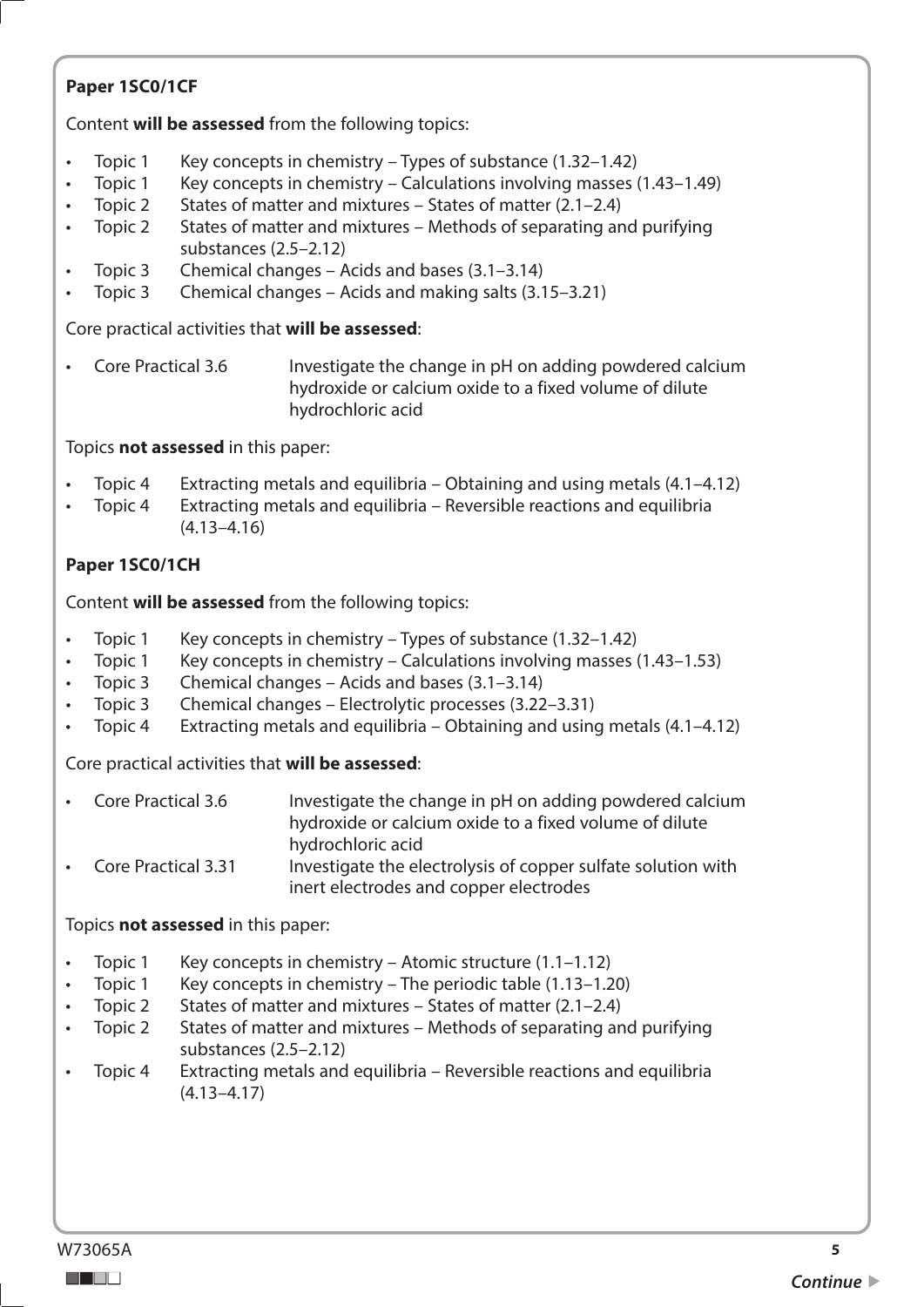**Paper 1SC0/1CF**

Content **will be assessed** from the following topics:

- Topic 1 Key concepts in chemistry – Types of substance (1.32–1.42)
- Topic 1 Key concepts in chemistry – Calculations involving masses (1.43–1.49)
- Topic 2 States of matter and mixtures – States of matter (2.1–2.4)
- Topic 2 States of matter and mixtures – Methods of separating and purifying substances (2.5–2.12)
- Topic 3 Chemical changes – Acids and bases (3.1–3.14)
- Topic 3 Chemical changes – Acids and making salts (3.15–3.21)

Core practical activities that **will be assessed**:

- Core Practical 3.6 Investigate the change in pH on adding powdered calcium hydroxide or calcium oxide to a fixed volume of dilute hydrochloric acid

Topics **not assessed** in this paper:

- Topic 4 Extracting metals and equilibria – Obtaining and using metals (4.1–4.12)
- Topic 4 Extracting metals and equilibria – Reversible reactions and equilibria (4.13–4.16)

**Paper 1SC0/1CH**

Content **will be assessed** from the following topics:

- Topic 1 Key concepts in chemistry – Types of substance (1.32–1.42)
- Topic 1 Key concepts in chemistry – Calculations involving masses (1.43–1.53)
- Topic 3 Chemical changes – Acids and bases (3.1–3.14)
- Topic 3 Chemical changes – Electrolytic processes (3.22–3.31)
- Topic 4 Extracting metals and equilibria – Obtaining and using metals (4.1–4.12)

Core practical activities that **will be assessed**:

- Core Practical 3.6 Investigate the change in pH on adding powdered calcium hydroxide or calcium oxide to a fixed volume of dilute hydrochloric acid
- Core Practical 3.31 Investigate the electrolysis of copper sulfate solution with inert electrodes and copper electrodes

Topics **not assessed** in this paper:

- Topic 1 Key concepts in chemistry – Atomic structure (1.1–1.12)
- Topic 1 Key concepts in chemistry – The periodic table (1.13–1.20)
- Topic 2 States of matter and mixtures – States of matter (2.1–2.4)
- Topic 2 States of matter and mixtures – Methods of separating and purifying substances (2.5–2.12)
- Topic 4 Extracting metals and equilibria – Reversible reactions and equilibria (4.13–4.17)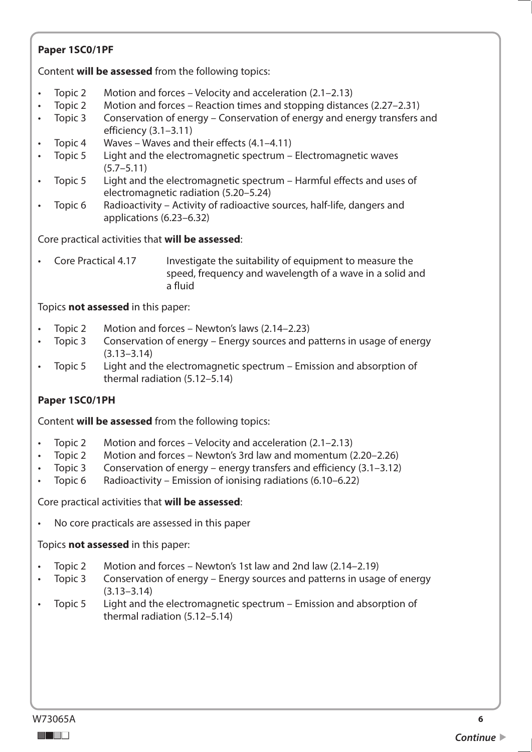**Paper 1SC0/1PF**

Content **will be assessed** from the following topics:

- Topic 2 Motion and forces – Velocity and acceleration (2.1–2.13)
- Topic 2 Motion and forces – Reaction times and stopping distances (2.27–2.31)
- Topic 3 Conservation of energy – Conservation of energy and energy transfers and efficiency (3.1–3.11)
- Topic 4 Waves – Waves and their effects (4.1–4.11)
- Topic 5 Light and the electromagnetic spectrum – Electromagnetic waves (5.7–5.11)
- Topic 5 Light and the electromagnetic spectrum – Harmful effects and uses of electromagnetic radiation (5.20–5.24)
- Topic 6 Radioactivity – Activity of radioactive sources, half-life, dangers and applications (6.23–6.32)

Core practical activities that **will be assessed**:

- Core Practical 4.17 Investigate the suitability of equipment to measure the speed, frequency and wavelength of a wave in a solid and a fluid

Topics **not assessed** in this paper:

- Topic 2 Motion and forces – Newton's laws (2.14–2.23)
- Topic 3 Conservation of energy – Energy sources and patterns in usage of energy (3.13–3.14)
- Topic 5 Light and the electromagnetic spectrum – Emission and absorption of thermal radiation (5.12–5.14)

**Paper 1SC0/1PH**

Content **will be assessed** from the following topics:

- Topic 2 Motion and forces – Velocity and acceleration (2.1–2.13)
- Topic 2 Motion and forces – Newton's 3rd law and momentum (2.20–2.26)
- Topic 3 Conservation of energy – energy transfers and efficiency (3.1–3.12)
- Topic 6 Radioactivity – Emission of ionising radiations (6.10–6.22)

Core practical activities that **will be assessed**:

- No core practicals are assessed in this paper

Topics **not assessed** in this paper:

- Topic 2 Motion and forces – Newton's 1st law and 2nd law (2.14–2.19)
- Topic 3 Conservation of energy – Energy sources and patterns in usage of energy (3.13–3.14)
- Topic 5 Light and the electromagnetic spectrum – Emission and absorption of thermal radiation (5.12–5.14)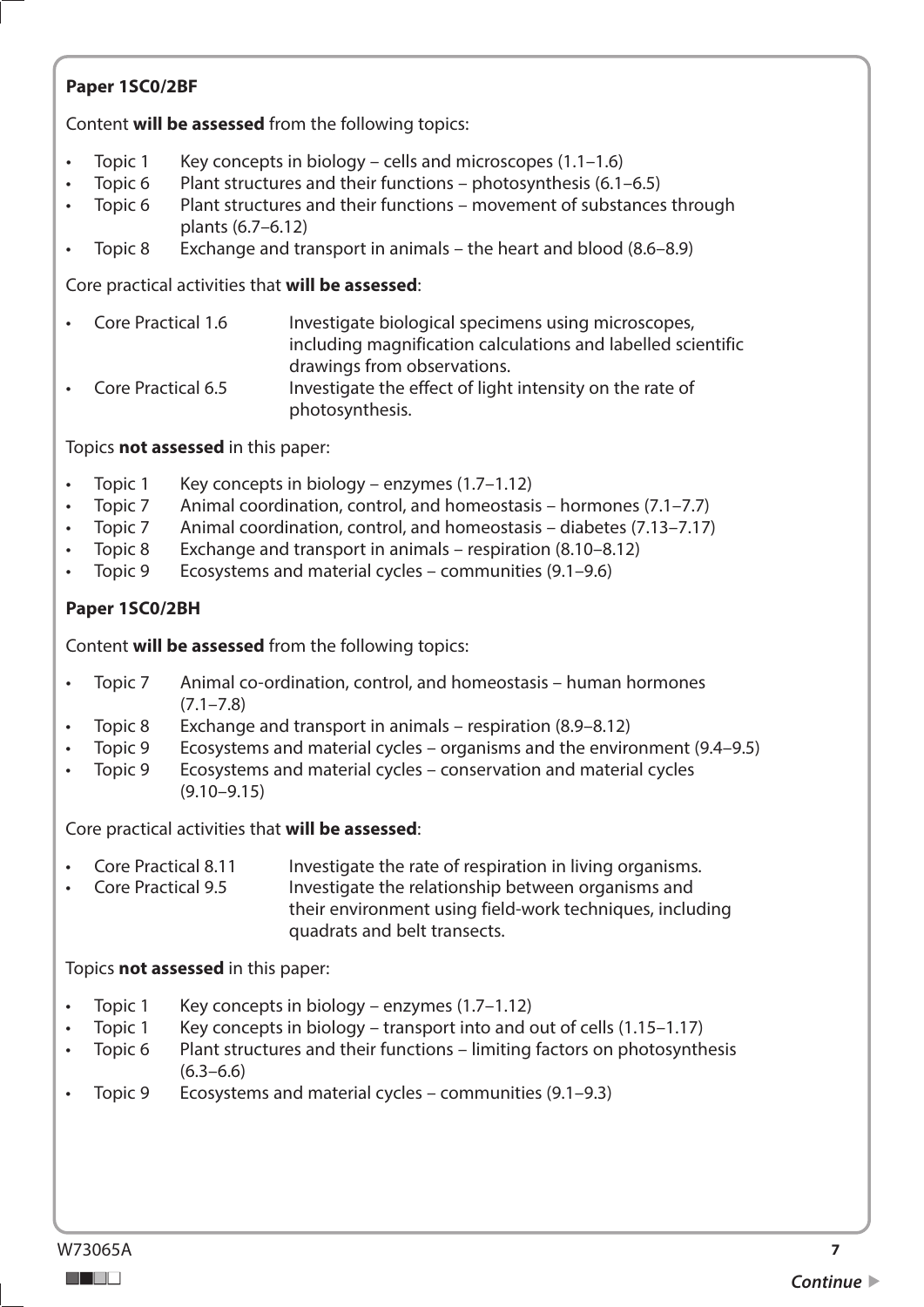**Paper 1SC0/2BF**

Content **will be assessed** from the following topics:

- Topic 1 Key concepts in biology – cells and microscopes (1.1–1.6)
- Topic 6 Plant structures and their functions – photosynthesis (6.1–6.5)
- Topic 6 Plant structures and their functions – movement of substances through plants (6.7–6.12)
- Topic 8 Exchange and transport in animals – the heart and blood (8.6–8.9)

Core practical activities that **will be assessed**:

- Core Practical 1.6 Investigate biological specimens using microscopes, including magnification calculations and labelled scientific drawings from observations.
- Core Practical 6.5 Investigate the effect of light intensity on the rate of photosynthesis.

Topics **not assessed** in this paper:

- Topic 1 Key concepts in biology – enzymes (1.7–1.12)
- Topic 7 Animal coordination, control, and homeostasis – hormones (7.1–7.7)
- Topic 7 Animal coordination, control, and homeostasis – diabetes (7.13–7.17)
- Topic 8 Exchange and transport in animals – respiration (8.10–8.12)
- Topic 9 Ecosystems and material cycles – communities (9.1–9.6)

**Paper 1SC0/2BH**

Content **will be assessed** from the following topics:

- Topic 7 Animal co-ordination, control, and homeostasis – human hormones (7.1–7.8)
- Topic 8 Exchange and transport in animals – respiration (8.9–8.12)
- Topic 9 Ecosystems and material cycles – organisms and the environment (9.4–9.5)
- Topic 9 Ecosystems and material cycles – conservation and material cycles (9.10–9.15)

Core practical activities that **will be assessed**:

- Core Practical 8.11 Investigate the rate of respiration in living organisms.
- Core Practical 9.5 Investigate the relationship between organisms and their environment using field-work techniques, including quadrats and belt transects.

Topics **not assessed** in this paper:

- Topic 1 Key concepts in biology – enzymes (1.7–1.12)
- Topic 1 Key concepts in biology – transport into and out of cells (1.15–1.17)
- Topic 6 Plant structures and their functions – limiting factors on photosynthesis (6.3–6.6)
- Topic 9 Ecosystems and material cycles – communities (9.1–9.3)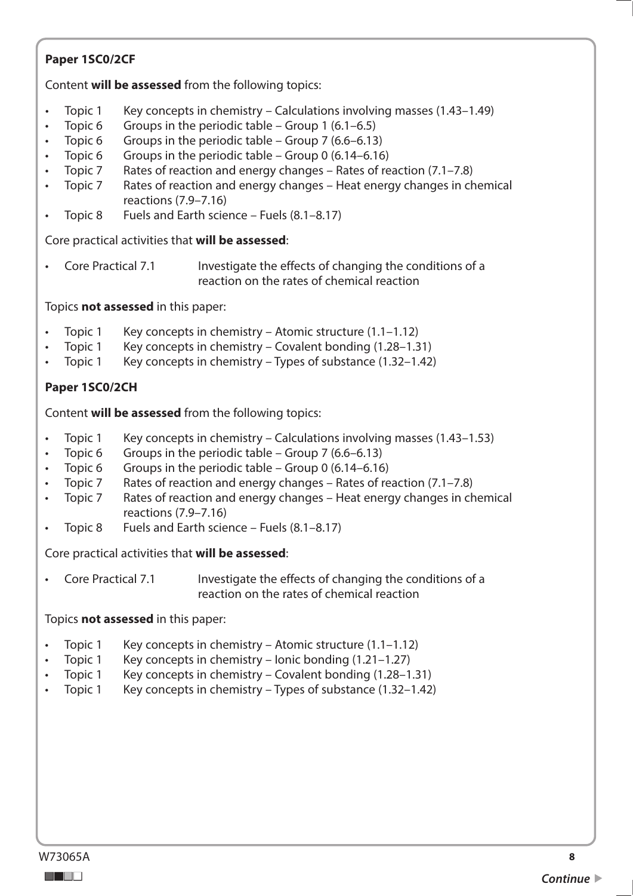**Paper 1SC0/2CF**

Content **will be assessed** from the following topics:

- Topic 1 Key concepts in chemistry – Calculations involving masses (1.43–1.49)
- Topic 6 Groups in the periodic table – Group 1 (6.1–6.5)
- Topic 6 Groups in the periodic table – Group 7 (6.6–6.13)
- Topic 6 Groups in the periodic table – Group 0 (6.14–6.16)
- Topic 7 Rates of reaction and energy changes – Rates of reaction (7.1–7.8)
- Topic 7 Rates of reaction and energy changes – Heat energy changes in chemical reactions (7.9–7.16)
- Topic 8 Fuels and Earth science – Fuels (8.1–8.17)

Core practical activities that **will be assessed**:

- Core Practical 7.1 Investigate the effects of changing the conditions of a reaction on the rates of chemical reaction

Topics **not assessed** in this paper:

- Topic 1 Key concepts in chemistry – Atomic structure (1.1–1.12)
- Topic 1 Key concepts in chemistry – Covalent bonding (1.28–1.31)
- Topic 1 Key concepts in chemistry – Types of substance (1.32–1.42)

**Paper 1SC0/2CH**

Content **will be assessed** from the following topics:

- Topic 1 Key concepts in chemistry – Calculations involving masses (1.43–1.53)
- Topic 6 Groups in the periodic table – Group 7 (6.6–6.13)
- Topic 6 Groups in the periodic table – Group 0 (6.14–6.16)
- Topic 7 Rates of reaction and energy changes – Rates of reaction (7.1–7.8)
- Topic 7 Rates of reaction and energy changes – Heat energy changes in chemical reactions (7.9–7.16)
- Topic 8 Fuels and Earth science – Fuels (8.1–8.17)

Core practical activities that **will be assessed**:

- Core Practical 7.1 Investigate the effects of changing the conditions of a reaction on the rates of chemical reaction

Topics **not assessed** in this paper:

- Topic 1 Key concepts in chemistry – Atomic structure (1.1–1.12)
- Topic 1 Key concepts in chemistry – Ionic bonding (1.21–1.27)
- Topic 1 Key concepts in chemistry – Covalent bonding (1.28–1.31)
- Topic 1 Key concepts in chemistry – Types of substance (1.32–1.42)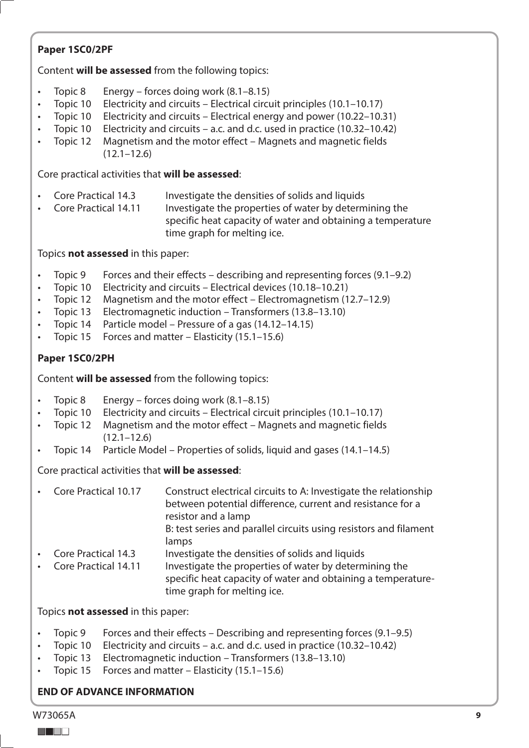**Paper 1SC0/2PF**

Content **will be assessed** from the following topics:

- Topic 8 Energy – forces doing work (8.1–8.15)
- Topic 10 Electricity and circuits – Electrical circuit principles (10.1–10.17)
- Topic 10 Electricity and circuits – Electrical energy and power (10.22–10.31)
- Topic 10 Electricity and circuits – a.c. and d.c. used in practice (10.32–10.42)
- Topic 12 Magnetism and the motor effect – Magnets and magnetic fields (12.1–12.6)

Core practical activities that **will be assessed**:

- Core Practical 14.3 Investigate the densities of solids and liquids
- Core Practical 14.11 Investigate the properties of water by determining the specific heat capacity of water and obtaining a temperature time graph for melting ice.

Topics **not assessed** in this paper:

- Topic 9 Forces and their effects – describing and representing forces (9.1–9.2)
- Topic 10 Electricity and circuits – Electrical devices (10.18–10.21)
- Topic 12 Magnetism and the motor effect – Electromagnetism (12.7–12.9)
- Topic 13 Electromagnetic induction – Transformers (13.8–13.10)
- Topic 14 Particle model – Pressure of a gas (14.12–14.15)
- Topic 15 Forces and matter – Elasticity (15.1–15.6)

**Paper 1SC0/2PH**

Content **will be assessed** from the following topics:

- Topic 8 Energy – forces doing work (8.1–8.15)
- Topic 10 Electricity and circuits – Electrical circuit principles (10.1–10.17)
- Topic 12 Magnetism and the motor effect – Magnets and magnetic fields (12.1–12.6)
- Topic 14 Particle Model – Properties of solids, liquid and gases (14.1–14.5)

Core practical activities that **will be assessed**:

- Core Practical 10.17 Construct electrical circuits to A: Investigate the relationship between potential difference, current and resistance for a resistor and a lamp
  B: test series and parallel circuits using resistors and filament lamps
- Core Practical 14.3 Investigate the densities of solids and liquids
- Core Practical 14.11 Investigate the properties of water by determining the specific heat capacity of water and obtaining a temperature-time graph for melting ice.

Topics **not assessed** in this paper:

- Topic 9 Forces and their effects – Describing and representing forces (9.1–9.5)
- Topic 10 Electricity and circuits – a.c. and d.c. used in practice (10.32–10.42)
- Topic 13 Electromagnetic induction – Transformers (13.8–13.10)
- Topic 15 Forces and matter – Elasticity (15.1–15.6)

**END OF ADVANCE INFORMATION**

W73065A